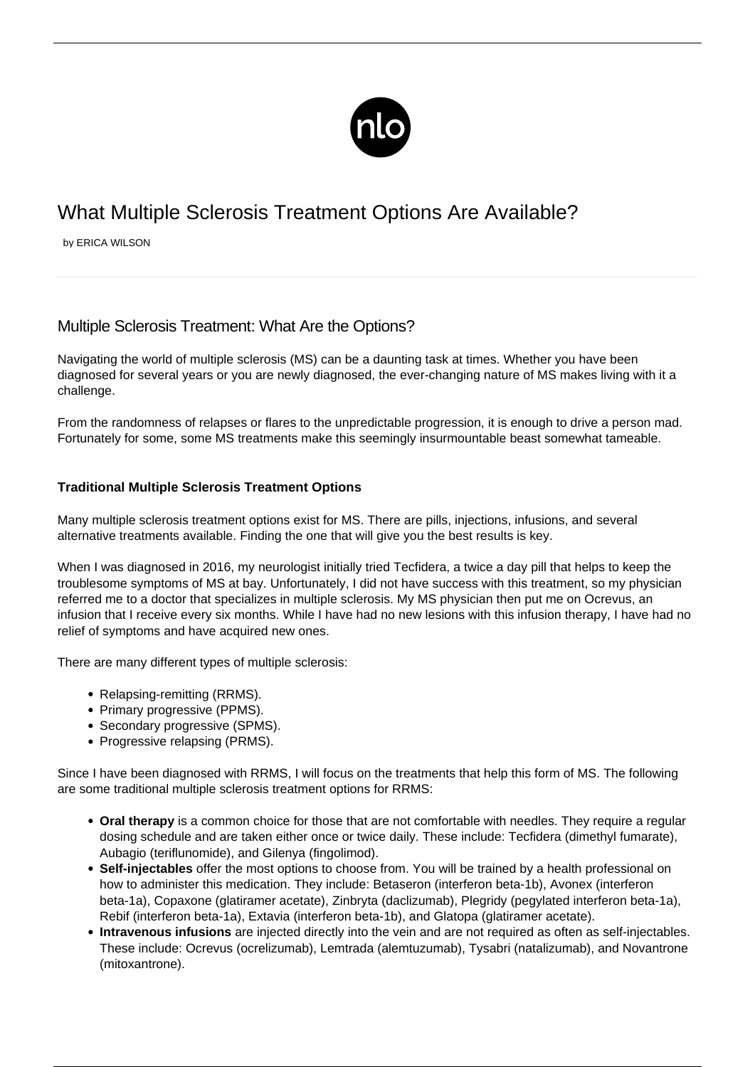# What Multiple Sclerosis Treatment Options Are Available?

by ERICA WILSON

## Multiple Sclerosis Treatment: What Are the Options?

Navigating the world of multiple sclerosis (MS) can be a daunting task at times. Whether you have been diagnosed for several years or you are newly diagnosed, the ever-changing nature of MS makes living with it a challenge.

From the randomness of relapses or flares to the unpredictable progression, it is enough to drive a person mad. Fortunately for some, some MS treatments make this seemingly insurmountable beast somewhat tameable.

### Traditional Multiple Sclerosis Treatment Options

Many multiple sclerosis treatment options exist for MS. There are pills, injections, infusions, and several alternative treatments available. Finding the one that will give you the best results is key.

When I was diagnosed in 2016, my neurologist initially tried Tecfidera, a twice a day pill that helps to keep the troublesome symptoms of MS at bay. Unfortunately, I did not have success with this treatment, so my physician referred me to a doctor that specializes in multiple sclerosis. My MS physician then put me on Ocrevus, an infusion that I receive every six months. While I have had no new lesions with this infusion therapy, I have had no relief of symptoms and have acquired new ones.

There are many different types of multiple sclerosis:

- Relapsing-remitting (RRMS).
- Primary progressive (PPMS).
- Secondary progressive (SPMS).
- Progressive relapsing (PRMS).

Since I have been diagnosed with RRMS, I will focus on the treatments that help this form of MS. The following are some traditional multiple sclerosis treatment options for RRMS:

- **Oral therapy** is a common choice for those that are not comfortable with needles. They require a regular dosing schedule and are taken either once or twice daily. These include: Tecfidera (dimethyl fumarate), Aubagio (teriflunomide), and Gilenya (fingolimod).
- **Self-injectables** offer the most options to choose from. You will be trained by a health professional on how to administer this medication. They include: Betaseron (interferon beta-1b), Avonex (interferon beta-1a), Copaxone (glatiramer acetate), Zinbryta (daclizumab), Plegridy (pegylated interferon beta-1a), Rebif (interferon beta-1a), Extavia (interferon beta-1b), and Glatopa (glatiramer acetate).
- **Intravenous infusions** are injected directly into the vein and are not required as often as self-injectables. These include: Ocrevus (ocrelizumab), Lemtrada (alemtuzumab), Tysabri (natalizumab), and Novantrone (mitoxantrone).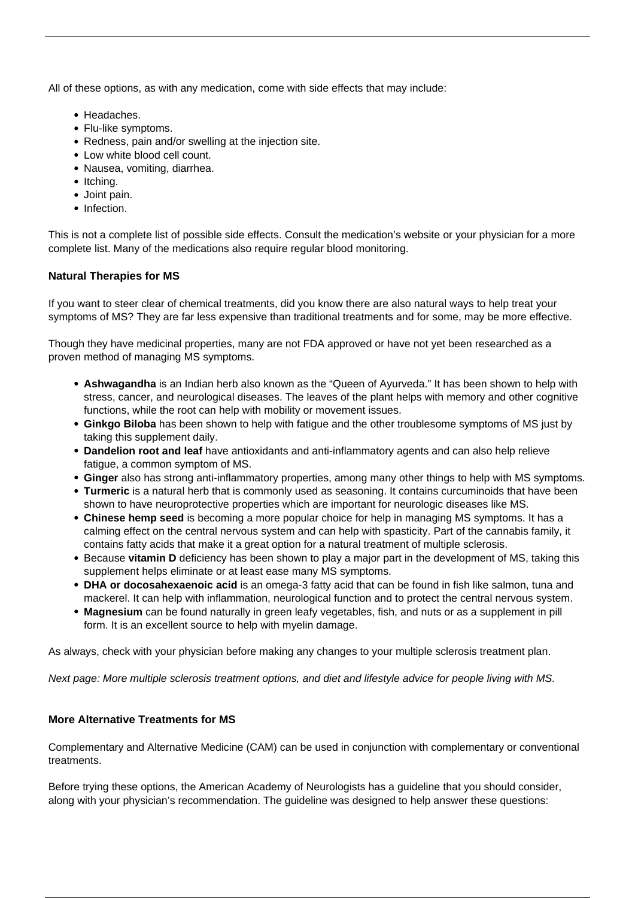All of these options, as with any medication, come with side effects that may include:

- Headaches.
- Flu-like symptoms.
- Redness, pain and/or swelling at the injection site.
- Low white blood cell count.
- Nausea, vomiting, diarrhea.
- Itching.
- Joint pain.
- Infection.

This is not a complete list of possible side effects. Consult the medication's website or your physician for a more complete list. Many of the medications also require regular blood monitoring.

### Natural Therapies for MS

If you want to steer clear of chemical treatments, did you know there are also natural ways to help treat your symptoms of MS? They are far less expensive than traditional treatments and for some, may be more effective.

Though they have medicinal properties, many are not FDA approved or have not yet been researched as a proven method of managing MS symptoms.

- **Ashwagandha** is an Indian herb also known as the "Queen of Ayurveda." It has been shown to help with stress, cancer, and neurological diseases. The leaves of the plant helps with memory and other cognitive functions, while the root can help with mobility or movement issues.
- **Ginkgo Biloba** has been shown to help with fatigue and the other troublesome symptoms of MS just by taking this supplement daily.
- **Dandelion root and leaf** have antioxidants and anti-inflammatory agents and can also help relieve fatigue, a common symptom of MS.
- **Ginger** also has strong anti-inflammatory properties, among many other things to help with MS symptoms.
- **Turmeric** is a natural herb that is commonly used as seasoning. It contains curcuminoids that have been shown to have neuroprotective properties which are important for neurologic diseases like MS.
- **Chinese hemp seed** is becoming a more popular choice for help in managing MS symptoms. It has a calming effect on the central nervous system and can help with spasticity. Part of the cannabis family, it contains fatty acids that make it a great option for a natural treatment of multiple sclerosis.
- Because **vitamin D** deficiency has been shown to play a major part in the development of MS, taking this supplement helps eliminate or at least ease many MS symptoms.
- **DHA or docosahexaenoic acid** is an omega-3 fatty acid that can be found in fish like salmon, tuna and mackerel. It can help with inflammation, neurological function and to protect the central nervous system.
- **Magnesium** can be found naturally in green leafy vegetables, fish, and nuts or as a supplement in pill form. It is an excellent source to help with myelin damage.

As always, check with your physician before making any changes to your multiple sclerosis treatment plan.

*Next page: More multiple sclerosis treatment options, and diet and lifestyle advice for people living with MS.*

### More Alternative Treatments for MS

Complementary and Alternative Medicine (CAM) can be used in conjunction with complementary or conventional treatments.

Before trying these options, the American Academy of Neurologists has a guideline that you should consider, along with your physician's recommendation. The guideline was designed to help answer these questions: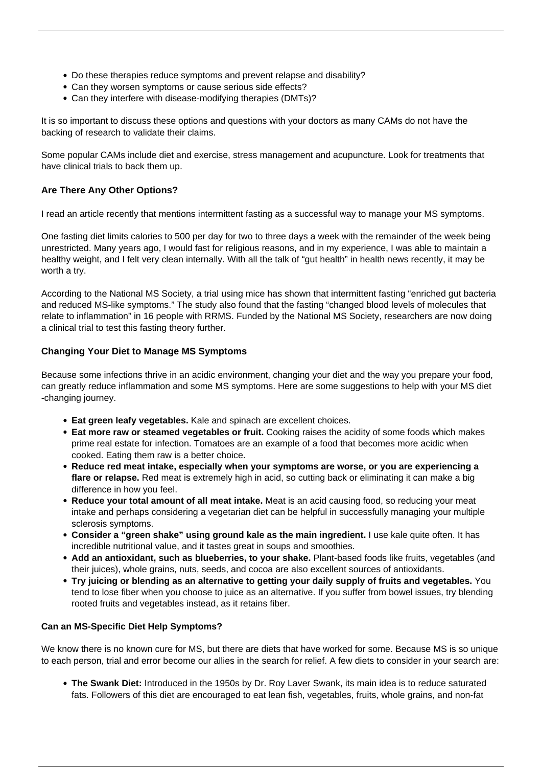- Do these therapies reduce symptoms and prevent relapse and disability?
- Can they worsen symptoms or cause serious side effects?
- Can they interfere with disease-modifying therapies (DMTs)?

It is so important to discuss these options and questions with your doctors as many CAMs do not have the backing of research to validate their claims.

Some popular CAMs include diet and exercise, stress management and acupuncture. Look for treatments that have clinical trials to back them up.

### Are There Any Other Options?

I read an article recently that mentions intermittent fasting as a successful way to manage your MS symptoms.

One fasting diet limits calories to 500 per day for two to three days a week with the remainder of the week being unrestricted. Many years ago, I would fast for religious reasons, and in my experience, I was able to maintain a healthy weight, and I felt very clean internally. With all the talk of "gut health" in health news recently, it may be worth a try.

According to the National MS Society, a trial using mice has shown that intermittent fasting "enriched gut bacteria and reduced MS-like symptoms." The study also found that the fasting "changed blood levels of molecules that relate to inflammation" in 16 people with RRMS. Funded by the National MS Society, researchers are now doing a clinical trial to test this fasting theory further.

### Changing Your Diet to Manage MS Symptoms

Because some infections thrive in an acidic environment, changing your diet and the way you prepare your food, can greatly reduce inflammation and some MS symptoms. Here are some suggestions to help with your MS diet -changing journey.

- **Eat green leafy vegetables.** Kale and spinach are excellent choices.
- **Eat more raw or steamed vegetables or fruit.** Cooking raises the acidity of some foods which makes prime real estate for infection. Tomatoes are an example of a food that becomes more acidic when cooked. Eating them raw is a better choice.
- **Reduce red meat intake, especially when your symptoms are worse, or you are experiencing a flare or relapse.** Red meat is extremely high in acid, so cutting back or eliminating it can make a big difference in how you feel.
- **Reduce your total amount of all meat intake.** Meat is an acid causing food, so reducing your meat intake and perhaps considering a vegetarian diet can be helpful in successfully managing your multiple sclerosis symptoms.
- **Consider a "green shake" using ground kale as the main ingredient.** I use kale quite often. It has incredible nutritional value, and it tastes great in soups and smoothies.
- **Add an antioxidant, such as blueberries, to your shake.** Plant-based foods like fruits, vegetables (and their juices), whole grains, nuts, seeds, and cocoa are also excellent sources of antioxidants.
- **Try juicing or blending as an alternative to getting your daily supply of fruits and vegetables.** You tend to lose fiber when you choose to juice as an alternative. If you suffer from bowel issues, try blending rooted fruits and vegetables instead, as it retains fiber.

### Can an MS-Specific Diet Help Symptoms?

We know there is no known cure for MS, but there are diets that have worked for some. Because MS is so unique to each person, trial and error become our allies in the search for relief. A few diets to consider in your search are:

- **The Swank Diet:** Introduced in the 1950s by Dr. Roy Laver Swank, its main idea is to reduce saturated fats. Followers of this diet are encouraged to eat lean fish, vegetables, fruits, whole grains, and non-fat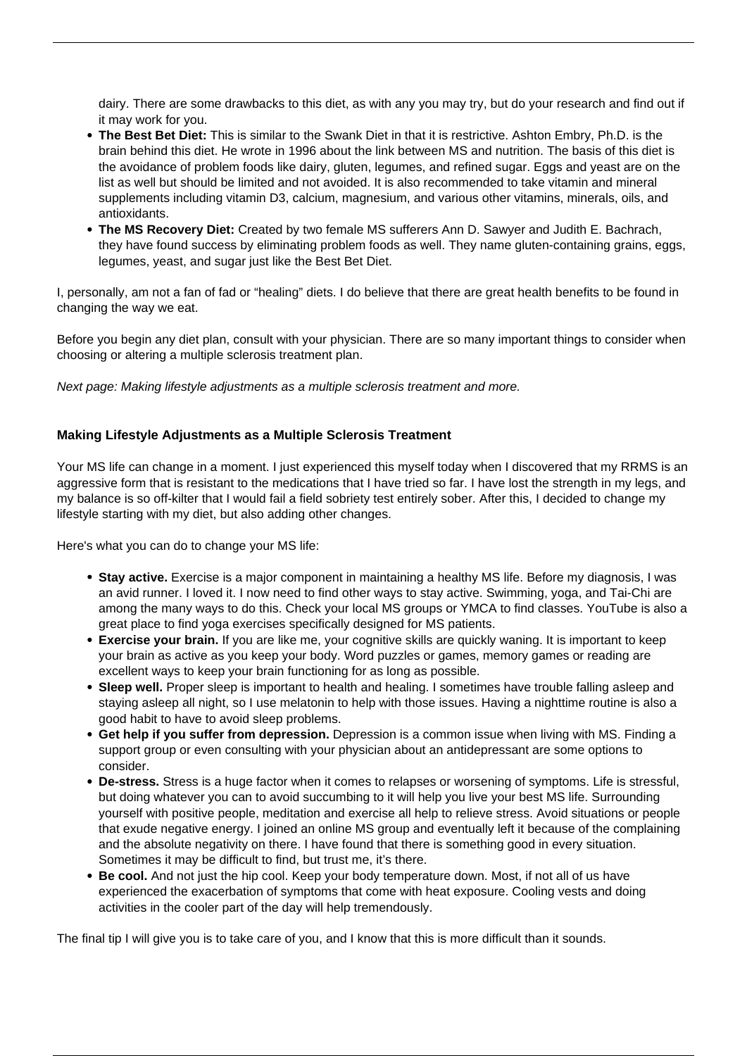dairy. There are some drawbacks to this diet, as with any you may try, but do your research and find out if it may work for you.

- **The Best Bet Diet:** This is similar to the Swank Diet in that it is restrictive. Ashton Embry, Ph.D. is the brain behind this diet. He wrote in 1996 about the link between MS and nutrition. The basis of this diet is the avoidance of problem foods like dairy, gluten, legumes, and refined sugar. Eggs and yeast are on the list as well but should be limited and not avoided. It is also recommended to take vitamin and mineral supplements including vitamin D3, calcium, magnesium, and various other vitamins, minerals, oils, and antioxidants.
- **The MS Recovery Diet:** Created by two female MS sufferers Ann D. Sawyer and Judith E. Bachrach, they have found success by eliminating problem foods as well. They name gluten-containing grains, eggs, legumes, yeast, and sugar just like the Best Bet Diet.

I, personally, am not a fan of fad or "healing" diets. I do believe that there are great health benefits to be found in changing the way we eat.

Before you begin any diet plan, consult with your physician. There are so many important things to consider when choosing or altering a multiple sclerosis treatment plan.

*Next page: Making lifestyle adjustments as a multiple sclerosis treatment and more.*

### Making Lifestyle Adjustments as a Multiple Sclerosis Treatment

Your MS life can change in a moment. I just experienced this myself today when I discovered that my RRMS is an aggressive form that is resistant to the medications that I have tried so far. I have lost the strength in my legs, and my balance is so off-kilter that I would fail a field sobriety test entirely sober. After this, I decided to change my lifestyle starting with my diet, but also adding other changes.

Here's what you can do to change your MS life:

- **Stay active.** Exercise is a major component in maintaining a healthy MS life. Before my diagnosis, I was an avid runner. I loved it. I now need to find other ways to stay active. Swimming, yoga, and Tai-Chi are among the many ways to do this. Check your local MS groups or YMCA to find classes. YouTube is also a great place to find yoga exercises specifically designed for MS patients.
- **Exercise your brain.** If you are like me, your cognitive skills are quickly waning. It is important to keep your brain as active as you keep your body. Word puzzles or games, memory games or reading are excellent ways to keep your brain functioning for as long as possible.
- **Sleep well.** Proper sleep is important to health and healing. I sometimes have trouble falling asleep and staying asleep all night, so I use melatonin to help with those issues. Having a nighttime routine is also a good habit to have to avoid sleep problems.
- **Get help if you suffer from depression.** Depression is a common issue when living with MS. Finding a support group or even consulting with your physician about an antidepressant are some options to consider.
- **De-stress.** Stress is a huge factor when it comes to relapses or worsening of symptoms. Life is stressful, but doing whatever you can to avoid succumbing to it will help you live your best MS life. Surrounding yourself with positive people, meditation and exercise all help to relieve stress. Avoid situations or people that exude negative energy. I joined an online MS group and eventually left it because of the complaining and the absolute negativity on there. I have found that there is something good in every situation. Sometimes it may be difficult to find, but trust me, it's there.
- **Be cool.** And not just the hip cool. Keep your body temperature down. Most, if not all of us have experienced the exacerbation of symptoms that come with heat exposure. Cooling vests and doing activities in the cooler part of the day will help tremendously.

The final tip I will give you is to take care of you, and I know that this is more difficult than it sounds.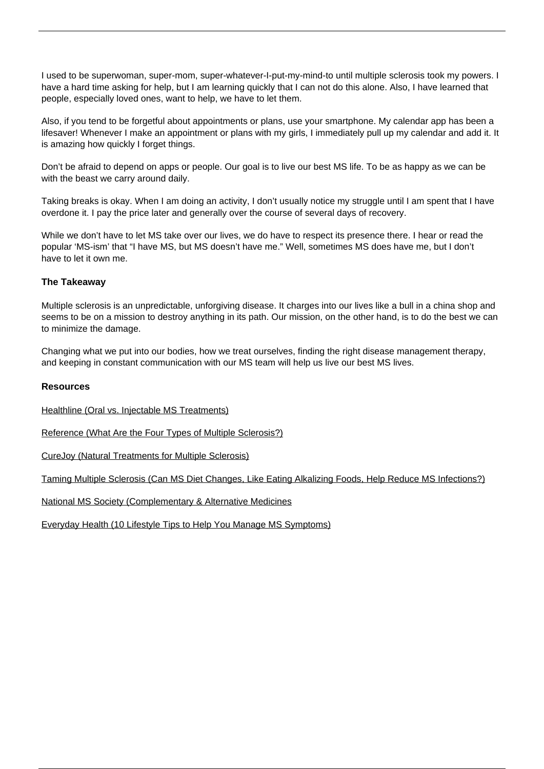I used to be superwoman, super-mom, super-whatever-I-put-my-mind-to until multiple sclerosis took my powers. I have a hard time asking for help, but I am learning quickly that I can not do this alone. Also, I have learned that people, especially loved ones, want to help, we have to let them.

Also, if you tend to be forgetful about appointments or plans, use your smartphone. My calendar app has been a lifesaver! Whenever I make an appointment or plans with my girls, I immediately pull up my calendar and add it. It is amazing how quickly I forget things.

Don't be afraid to depend on apps or people. Our goal is to live our best MS life. To be as happy as we can be with the beast we carry around daily.

Taking breaks is okay. When I am doing an activity, I don't usually notice my struggle until I am spent that I have overdone it. I pay the price later and generally over the course of several days of recovery.

While we don't have to let MS take over our lives, we do have to respect its presence there. I hear or read the popular 'MS-ism' that "I have MS, but MS doesn't have me." Well, sometimes MS does have me, but I don't have to let it own me.

**The Takeaway**

Multiple sclerosis is an unpredictable, unforgiving disease. It charges into our lives like a bull in a china shop and seems to be on a mission to destroy anything in its path. Our mission, on the other hand, is to do the best we can to minimize the damage.

Changing what we put into our bodies, how we treat ourselves, finding the right disease management therapy, and keeping in constant communication with our MS team will help us live our best MS lives.

**Resources**

Healthline (Oral vs. Injectable MS Treatments)

Reference (What Are the Four Types of Multiple Sclerosis?)

CureJoy (Natural Treatments for Multiple Sclerosis)

Taming Multiple Sclerosis (Can MS Diet Changes, Like Eating Alkalizing Foods, Help Reduce MS Infections?)

National MS Society (Complementary & Alternative Medicines

Everyday Health (10 Lifestyle Tips to Help You Manage MS Symptoms)